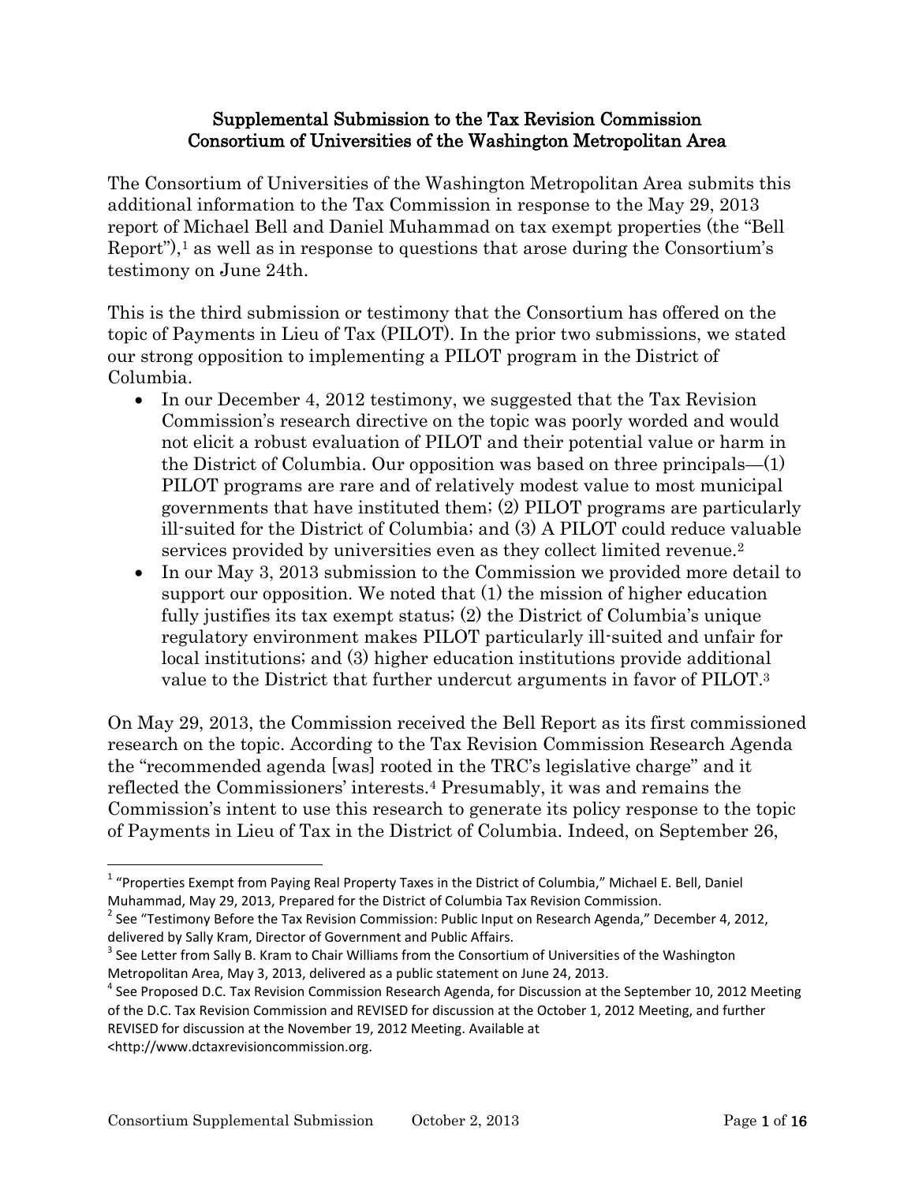# Supplemental Submission to the Tax Revision Commission
# Consortium of Universities of the Washington Metropolitan Area

The Consortium of Universities of the Washington Metropolitan Area submits this additional information to the Tax Commission in response to the May 29, 2013 report of Michael Bell and Daniel Muhammad on tax exempt properties (the "Bell Report"),[1] as well as in response to questions that arose during the Consortium's testimony on June 24th.

This is the third submission or testimony that the Consortium has offered on the topic of Payments in Lieu of Tax (PILOT). In the prior two submissions, we stated our strong opposition to implementing a PILOT program in the District of Columbia.

- In our December 4, 2012 testimony, we suggested that the Tax Revision Commission's research directive on the topic was poorly worded and would not elicit a robust evaluation of PILOT and their potential value or harm in the District of Columbia. Our opposition was based on three principals—(1) PILOT programs are rare and of relatively modest value to most municipal governments that have instituted them; (2) PILOT programs are particularly ill-suited for the District of Columbia; and (3) A PILOT could reduce valuable services provided by universities even as they collect limited revenue.[2]
- In our May 3, 2013 submission to the Commission we provided more detail to support our opposition. We noted that (1) the mission of higher education fully justifies its tax exempt status; (2) the District of Columbia's unique regulatory environment makes PILOT particularly ill-suited and unfair for local institutions; and (3) higher education institutions provide additional value to the District that further undercut arguments in favor of PILOT.[3]

On May 29, 2013, the Commission received the Bell Report as its first commissioned research on the topic. According to the Tax Revision Commission Research Agenda the "recommended agenda [was] rooted in the TRC's legislative charge" and it reflected the Commissioners' interests.[4] Presumably, it was and remains the Commission's intent to use this research to generate its policy response to the topic of Payments in Lieu of Tax in the District of Columbia. Indeed, on September 26,

---

[1] "Properties Exempt from Paying Real Property Taxes in the District of Columbia," Michael E. Bell, Daniel Muhammad, May 29, 2013, Prepared for the District of Columbia Tax Revision Commission.

[2] See "Testimony Before the Tax Revision Commission: Public Input on Research Agenda," December 4, 2012, delivered by Sally Kram, Director of Government and Public Affairs.

[3] See Letter from Sally B. Kram to Chair Williams from the Consortium of Universities of the Washington Metropolitan Area, May 3, 2013, delivered as a public statement on June 24, 2013.

[4] See Proposed D.C. Tax Revision Commission Research Agenda, for Discussion at the September 10, 2012 Meeting of the D.C. Tax Revision Commission and REVISED for discussion at the October 1, 2012 Meeting, and further REVISED for discussion at the November 19, 2012 Meeting. Available at <http://www.dctaxrevisioncommission.org.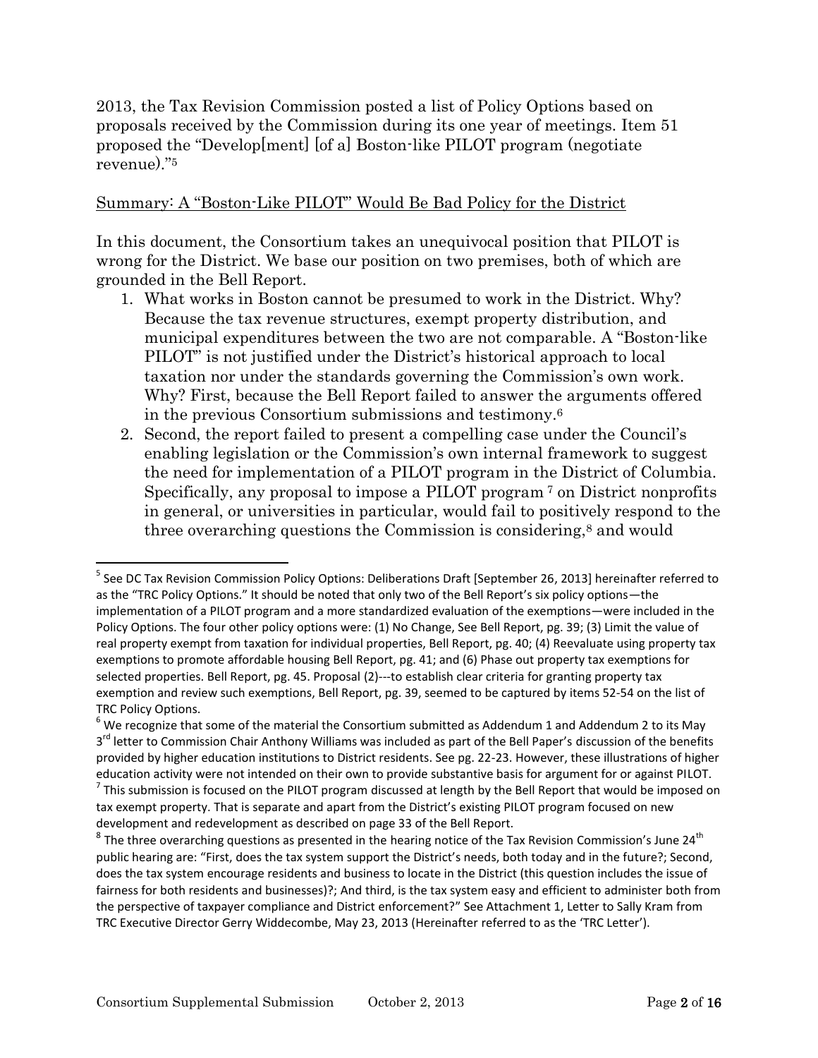2013, the Tax Revision Commission posted a list of Policy Options based on proposals received by the Commission during its one year of meetings. Item 51 proposed the "Develop[ment] [of a] Boston-like PILOT program (negotiate revenue)."[5]

Summary: A "Boston-Like PILOT" Would Be Bad Policy for the District

In this document, the Consortium takes an unequivocal position that PILOT is wrong for the District. We base our position on two premises, both of which are grounded in the Bell Report.

1. What works in Boston cannot be presumed to work in the District. Why? Because the tax revenue structures, exempt property distribution, and municipal expenditures between the two are not comparable. A "Boston-like PILOT" is not justified under the District's historical approach to local taxation nor under the standards governing the Commission's own work. Why? First, because the Bell Report failed to answer the arguments offered in the previous Consortium submissions and testimony.[6]
2. Second, the report failed to present a compelling case under the Council's enabling legislation or the Commission's own internal framework to suggest the need for implementation of a PILOT program in the District of Columbia. Specifically, any proposal to impose a PILOT program [7] on District nonprofits in general, or universities in particular, would fail to positively respond to the three overarching questions the Commission is considering,[8] and would

---

[5] See DC Tax Revision Commission Policy Options: Deliberations Draft [September 26, 2013] hereinafter referred to as the "TRC Policy Options." It should be noted that only two of the Bell Report's six policy options—the implementation of a PILOT program and a more standardized evaluation of the exemptions—were included in the Policy Options. The four other policy options were: (1) No Change, See Bell Report, pg. 39; (3) Limit the value of real property exempt from taxation for individual properties, Bell Report, pg. 40; (4) Reevaluate using property tax exemptions to promote affordable housing Bell Report, pg. 41; and (6) Phase out property tax exemptions for selected properties. Bell Report, pg. 45. Proposal (2)---to establish clear criteria for granting property tax exemption and review such exemptions, Bell Report, pg. 39, seemed to be captured by items 52-54 on the list of TRC Policy Options.

[6] We recognize that some of the material the Consortium submitted as Addendum 1 and Addendum 2 to its May 3rd letter to Commission Chair Anthony Williams was included as part of the Bell Paper's discussion of the benefits provided by higher education institutions to District residents. See pg. 22-23. However, these illustrations of higher education activity were not intended on their own to provide substantive basis for argument for or against PILOT.

[7] This submission is focused on the PILOT program discussed at length by the Bell Report that would be imposed on tax exempt property. That is separate and apart from the District's existing PILOT program focused on new development and redevelopment as described on page 33 of the Bell Report.

[8] The three overarching questions as presented in the hearing notice of the Tax Revision Commission's June 24th public hearing are: "First, does the tax system support the District's needs, both today and in the future?; Second, does the tax system encourage residents and business to locate in the District (this question includes the issue of fairness for both residents and businesses)?; And third, is the tax system easy and efficient to administer both from the perspective of taxpayer compliance and District enforcement?" See Attachment 1, Letter to Sally Kram from TRC Executive Director Gerry Widdecombe, May 23, 2013 (Hereinafter referred to as the 'TRC Letter').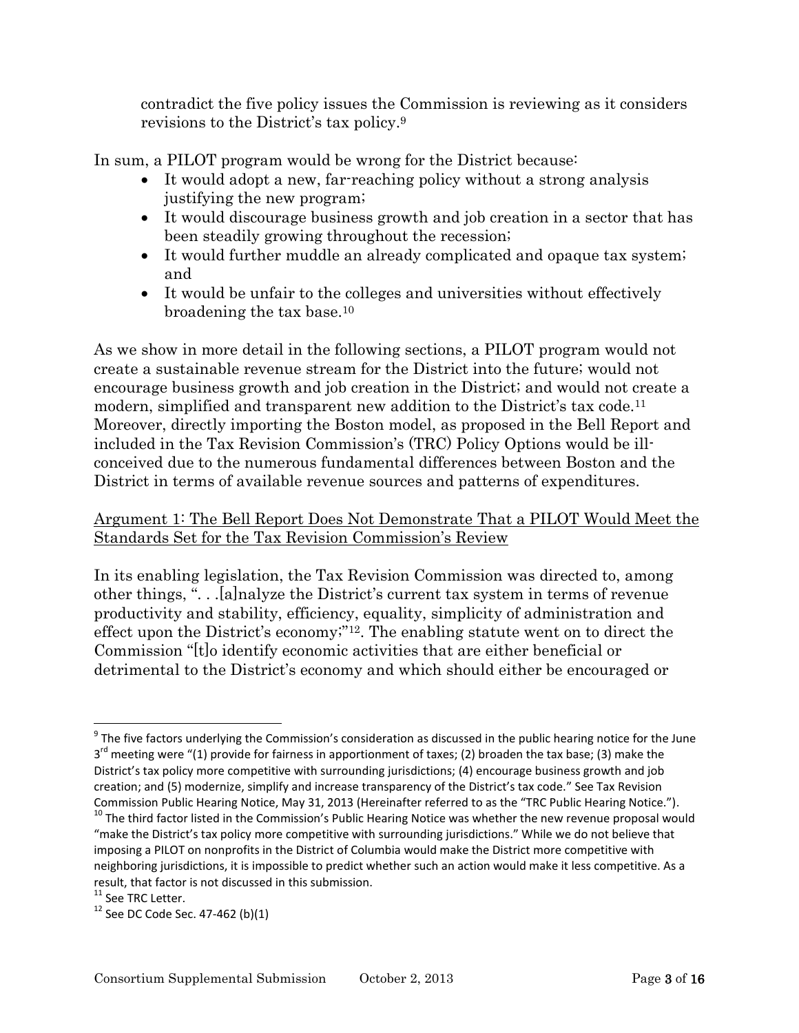contradict the five policy issues the Commission is reviewing as it considers revisions to the District's tax policy.[9]

In sum, a PILOT program would be wrong for the District because:

- It would adopt a new, far-reaching policy without a strong analysis justifying the new program;
- It would discourage business growth and job creation in a sector that has been steadily growing throughout the recession;
- It would further muddle an already complicated and opaque tax system; and
- It would be unfair to the colleges and universities without effectively broadening the tax base.[10]

As we show in more detail in the following sections, a PILOT program would not create a sustainable revenue stream for the District into the future; would not encourage business growth and job creation in the District; and would not create a modern, simplified and transparent new addition to the District's tax code.[11] Moreover, directly importing the Boston model, as proposed in the Bell Report and included in the Tax Revision Commission's (TRC) Policy Options would be ill-conceived due to the numerous fundamental differences between Boston and the District in terms of available revenue sources and patterns of expenditures.

Argument 1: The Bell Report Does Not Demonstrate That a PILOT Would Meet the Standards Set for the Tax Revision Commission's Review

In its enabling legislation, the Tax Revision Commission was directed to, among other things, ". . .[a]nalyze the District's current tax system in terms of revenue productivity and stability, efficiency, equality, simplicity of administration and effect upon the District's economy;"[12]. The enabling statute went on to direct the Commission "[t]o identify economic activities that are either beneficial or detrimental to the District's economy and which should either be encouraged or

---

[9] The five factors underlying the Commission's consideration as discussed in the public hearing notice for the June 3rd meeting were "(1) provide for fairness in apportionment of taxes; (2) broaden the tax base; (3) make the District's tax policy more competitive with surrounding jurisdictions; (4) encourage business growth and job creation; and (5) modernize, simplify and increase transparency of the District's tax code." See Tax Revision Commission Public Hearing Notice, May 31, 2013 (Hereinafter referred to as the "TRC Public Hearing Notice.").

[10] The third factor listed in the Commission's Public Hearing Notice was whether the new revenue proposal would "make the District's tax policy more competitive with surrounding jurisdictions." While we do not believe that imposing a PILOT on nonprofits in the District of Columbia would make the District more competitive with neighboring jurisdictions, it is impossible to predict whether such an action would make it less competitive. As a result, that factor is not discussed in this submission.

[11] See TRC Letter.

[12] See DC Code Sec. 47-462 (b)(1)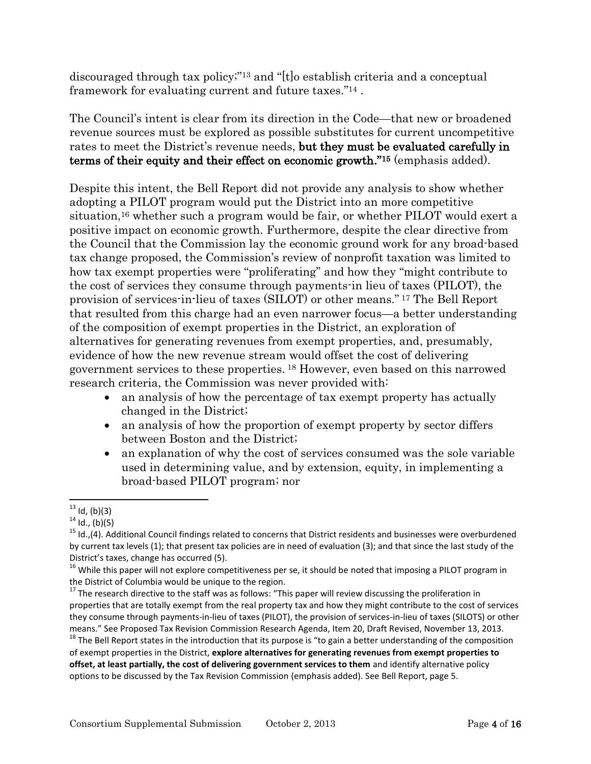discouraged through tax policy;"[13] and "[t]o establish criteria and a conceptual framework for evaluating current and future taxes."[14] .

The Council's intent is clear from its direction in the Code—that new or broadened revenue sources must be explored as possible substitutes for current uncompetitive rates to meet the District's revenue needs, **but they must be evaluated carefully in terms of their equity and their effect on economic growth."[15]** (emphasis added).

Despite this intent, the Bell Report did not provide any analysis to show whether adopting a PILOT program would put the District into an more competitive situation,[16] whether such a program would be fair, or whether PILOT would exert a positive impact on economic growth. Furthermore, despite the clear directive from the Council that the Commission lay the economic ground work for any broad-based tax change proposed, the Commission's review of nonprofit taxation was limited to how tax exempt properties were "proliferating" and how they "might contribute to the cost of services they consume through payments-in lieu of taxes (PILOT), the provision of services-in-lieu of taxes (SILOT) or other means." [17] The Bell Report that resulted from this charge had an even narrower focus—a better understanding of the composition of exempt properties in the District, an exploration of alternatives for generating revenues from exempt properties, and, presumably, evidence of how the new revenue stream would offset the cost of delivering government services to these properties. [18] However, even based on this narrowed research criteria, the Commission was never provided with:

- an analysis of how the percentage of tax exempt property has actually changed in the District;
- an analysis of how the proportion of exempt property by sector differs between Boston and the District;
- an explanation of why the cost of services consumed was the sole variable used in determining value, and by extension, equity, in implementing a broad-based PILOT program; nor

---

[13] Id, (b)(3)

[14] Id., (b)(5)

[15] Id.,(4). Additional Council findings related to concerns that District residents and businesses were overburdened by current tax levels (1); that present tax policies are in need of evaluation (3); and that since the last study of the District's taxes, change has occurred (5).

[16] While this paper will not explore competitiveness per se, it should be noted that imposing a PILOT program in the District of Columbia would be unique to the region.

[17] The research directive to the staff was as follows: "This paper will review discussing the proliferation in properties that are totally exempt from the real property tax and how they might contribute to the cost of services they consume through payments-in-lieu of taxes (PILOT), the provision of services-in-lieu of taxes (SILOTS) or other means." See Proposed Tax Revision Commission Research Agenda, Item 20, Draft Revised, November 13, 2013.

[18] The Bell Report states in the introduction that its purpose is "to gain a better understanding of the composition of exempt properties in the District, **explore alternatives for generating revenues from exempt properties to offset, at least partially, the cost of delivering government services to them** and identify alternative policy options to be discussed by the Tax Revision Commission (emphasis added). See Bell Report, page 5.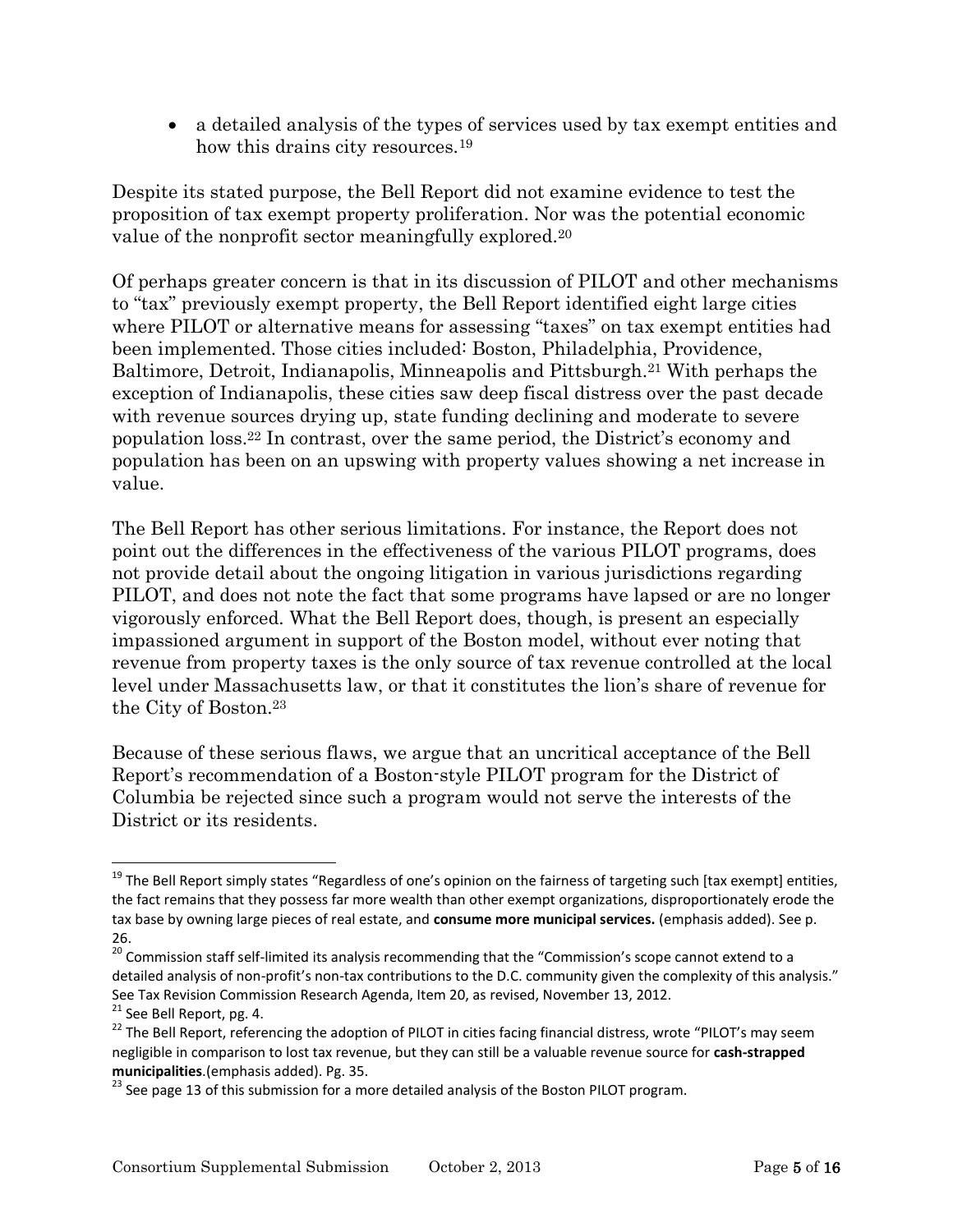- a detailed analysis of the types of services used by tax exempt entities and how this drains city resources.[19]

Despite its stated purpose, the Bell Report did not examine evidence to test the proposition of tax exempt property proliferation. Nor was the potential economic value of the nonprofit sector meaningfully explored.[20]

Of perhaps greater concern is that in its discussion of PILOT and other mechanisms to "tax" previously exempt property, the Bell Report identified eight large cities where PILOT or alternative means for assessing "taxes" on tax exempt entities had been implemented. Those cities included: Boston, Philadelphia, Providence, Baltimore, Detroit, Indianapolis, Minneapolis and Pittsburgh.[21] With perhaps the exception of Indianapolis, these cities saw deep fiscal distress over the past decade with revenue sources drying up, state funding declining and moderate to severe population loss.[22] In contrast, over the same period, the District's economy and population has been on an upswing with property values showing a net increase in value.

The Bell Report has other serious limitations. For instance, the Report does not point out the differences in the effectiveness of the various PILOT programs, does not provide detail about the ongoing litigation in various jurisdictions regarding PILOT, and does not note the fact that some programs have lapsed or are no longer vigorously enforced. What the Bell Report does, though, is present an especially impassioned argument in support of the Boston model, without ever noting that revenue from property taxes is the only source of tax revenue controlled at the local level under Massachusetts law, or that it constitutes the lion's share of revenue for the City of Boston.[23]

Because of these serious flaws, we argue that an uncritical acceptance of the Bell Report's recommendation of a Boston-style PILOT program for the District of Columbia be rejected since such a program would not serve the interests of the District or its residents.

---

[19] The Bell Report simply states "Regardless of one's opinion on the fairness of targeting such [tax exempt] entities, the fact remains that they possess far more wealth than other exempt organizations, disproportionately erode the tax base by owning large pieces of real estate, and **consume more municipal services.** (emphasis added). See p. 26.

[20] Commission staff self-limited its analysis recommending that the "Commission's scope cannot extend to a detailed analysis of non-profit's non-tax contributions to the D.C. community given the complexity of this analysis." See Tax Revision Commission Research Agenda, Item 20, as revised, November 13, 2012.

[21] See Bell Report, pg. 4.

[22] The Bell Report, referencing the adoption of PILOT in cities facing financial distress, wrote "PILOT's may seem negligible in comparison to lost tax revenue, but they can still be a valuable revenue source for **cash-strapped municipalities**.(emphasis added). Pg. 35.

[23] See page 13 of this submission for a more detailed analysis of the Boston PILOT program.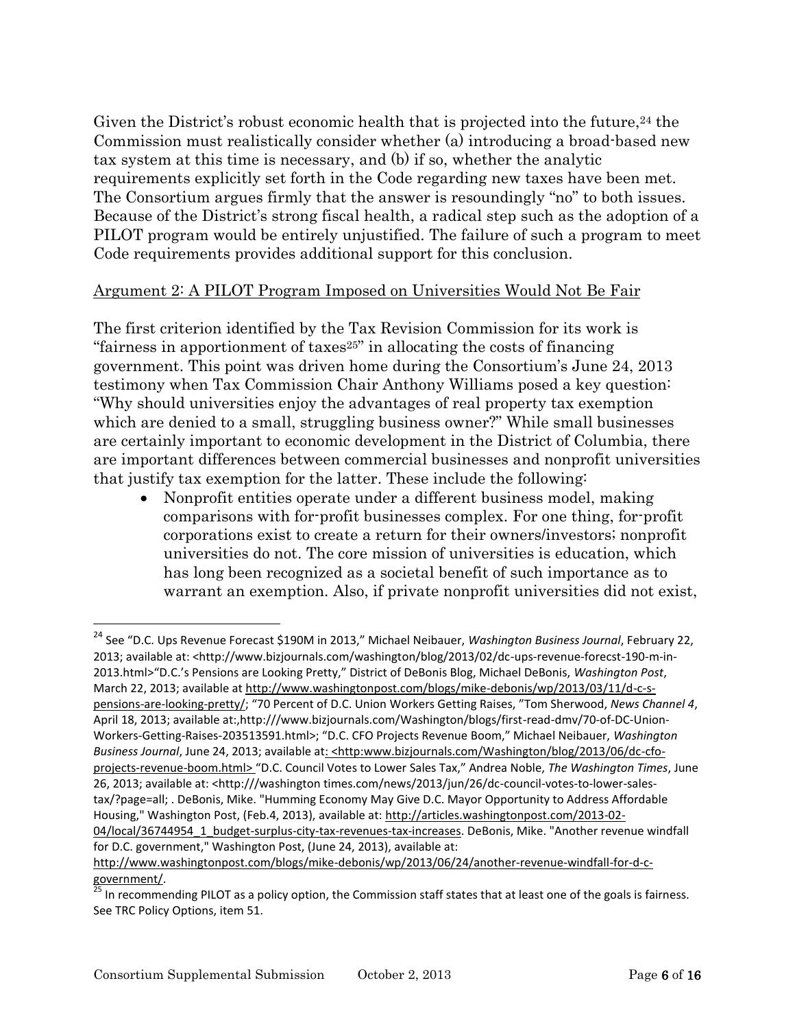Given the District's robust economic health that is projected into the future,[24] the Commission must realistically consider whether (a) introducing a broad-based new tax system at this time is necessary, and (b) if so, whether the analytic requirements explicitly set forth in the Code regarding new taxes have been met. The Consortium argues firmly that the answer is resoundingly "no" to both issues. Because of the District's strong fiscal health, a radical step such as the adoption of a PILOT program would be entirely unjustified. The failure of such a program to meet Code requirements provides additional support for this conclusion.

<u>Argument 2: A PILOT Program Imposed on Universities Would Not Be Fair</u>

The first criterion identified by the Tax Revision Commission for its work is "fairness in apportionment of taxes[25]" in allocating the costs of financing government. This point was driven home during the Consortium's June 24, 2013 testimony when Tax Commission Chair Anthony Williams posed a key question: "Why should universities enjoy the advantages of real property tax exemption which are denied to a small, struggling business owner?" While small businesses are certainly important to economic development in the District of Columbia, there are important differences between commercial businesses and nonprofit universities that justify tax exemption for the latter. These include the following:

- Nonprofit entities operate under a different business model, making comparisons with for-profit businesses complex. For one thing, for-profit corporations exist to create a return for their owners/investors; nonprofit universities do not. The core mission of universities is education, which has long been recognized as a societal benefit of such importance as to warrant an exemption. Also, if private nonprofit universities did not exist,

---

[24] See "D.C. Ups Revenue Forecast $190M in 2013," Michael Neibauer, *Washington Business Journal*, February 22, 2013; available at: <http://www.bizjournals.com/washington/blog/2013/02/dc-ups-revenue-forecst-190-m-in-2013.html>"D.C.'s Pensions are Looking Pretty," District of DeBonis Blog, Michael DeBonis, *Washington Post*, March 22, 2013; available at http://www.washingtonpost.com/blogs/mike-debonis/wp/2013/03/11/d-c-s-pensions-are-looking-pretty/; "70 Percent of D.C. Union Workers Getting Raises, "Tom Sherwood, *News Channel 4*, April 18, 2013; available at:,http:///www.bizjournals.com/Washington/blogs/first-read-dmv/70-of-DC-Union-Workers-Getting-Raises-203513591.html>; "D.C. CFO Projects Revenue Boom," Michael Neibauer, *Washington Business Journal*, June 24, 2013; available at: <http:www.bizjournals.com/Washington/blog/2013/06/dc-cfo-projects-revenue-boom.html> "D.C. Council Votes to Lower Sales Tax," Andrea Noble, *The Washington Times*, June 26, 2013; available at: <http:///washington times.com/news/2013/jun/26/dc-council-votes-to-lower-sales-tax/?page=all; . DeBonis, Mike. "Humming Economy May Give D.C. Mayor Opportunity to Address Affordable Housing," Washington Post, (Feb.4, 2013), available at: http://articles.washingtonpost.com/2013-02-04/local/36744954_1_budget-surplus-city-tax-revenues-tax-increases. DeBonis, Mike. "Another revenue windfall for D.C. government," Washington Post, (June 24, 2013), available at: http://www.washingtonpost.com/blogs/mike-debonis/wp/2013/06/24/another-revenue-windfall-for-d-c-government/.

[25] In recommending PILOT as a policy option, the Commission staff states that at least one of the goals is fairness. See TRC Policy Options, item 51.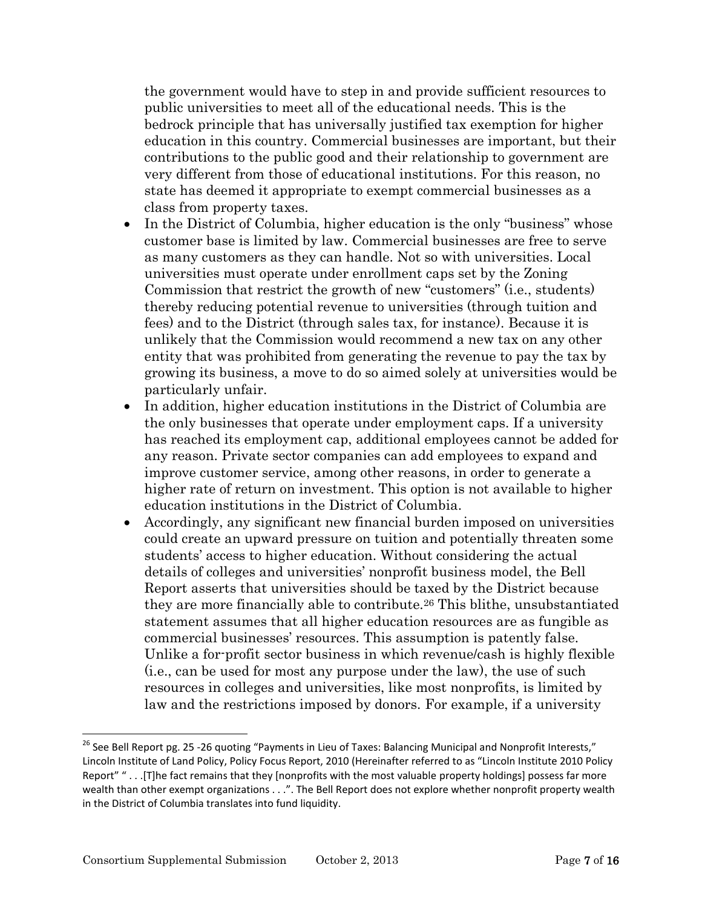the government would have to step in and provide sufficient resources to public universities to meet all of the educational needs. This is the bedrock principle that has universally justified tax exemption for higher education in this country. Commercial businesses are important, but their contributions to the public good and their relationship to government are very different from those of educational institutions. For this reason, no state has deemed it appropriate to exempt commercial businesses as a class from property taxes.

- In the District of Columbia, higher education is the only "business" whose customer base is limited by law. Commercial businesses are free to serve as many customers as they can handle. Not so with universities. Local universities must operate under enrollment caps set by the Zoning Commission that restrict the growth of new "customers" (i.e., students) thereby reducing potential revenue to universities (through tuition and fees) and to the District (through sales tax, for instance). Because it is unlikely that the Commission would recommend a new tax on any other entity that was prohibited from generating the revenue to pay the tax by growing its business, a move to do so aimed solely at universities would be particularly unfair.
- In addition, higher education institutions in the District of Columbia are the only businesses that operate under employment caps. If a university has reached its employment cap, additional employees cannot be added for any reason. Private sector companies can add employees to expand and improve customer service, among other reasons, in order to generate a higher rate of return on investment. This option is not available to higher education institutions in the District of Columbia.
- Accordingly, any significant new financial burden imposed on universities could create an upward pressure on tuition and potentially threaten some students' access to higher education. Without considering the actual details of colleges and universities' nonprofit business model, the Bell Report asserts that universities should be taxed by the District because they are more financially able to contribute.[26] This blithe, unsubstantiated statement assumes that all higher education resources are as fungible as commercial businesses' resources. This assumption is patently false. Unlike a for-profit sector business in which revenue/cash is highly flexible (i.e., can be used for most any purpose under the law), the use of such resources in colleges and universities, like most nonprofits, is limited by law and the restrictions imposed by donors. For example, if a university

[26] See Bell Report pg. 25 -26 quoting "Payments in Lieu of Taxes: Balancing Municipal and Nonprofit Interests," Lincoln Institute of Land Policy, Policy Focus Report, 2010 (Hereinafter referred to as "Lincoln Institute 2010 Policy Report" " . . .[T]he fact remains that they [nonprofits with the most valuable property holdings] possess far more wealth than other exempt organizations . . .". The Bell Report does not explore whether nonprofit property wealth in the District of Columbia translates into fund liquidity.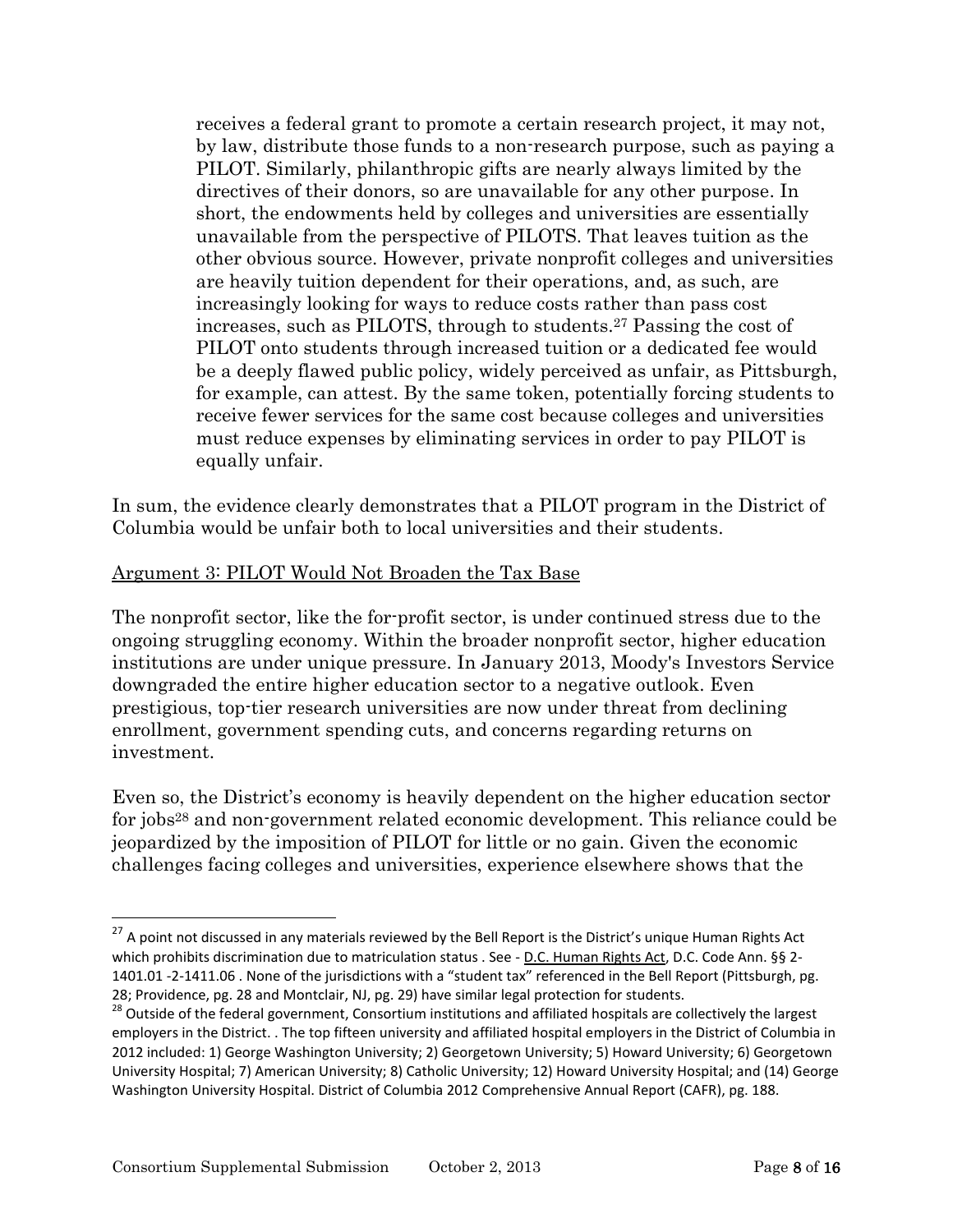receives a federal grant to promote a certain research project, it may not, by law, distribute those funds to a non-research purpose, such as paying a PILOT. Similarly, philanthropic gifts are nearly always limited by the directives of their donors, so are unavailable for any other purpose. In short, the endowments held by colleges and universities are essentially unavailable from the perspective of PILOTS. That leaves tuition as the other obvious source. However, private nonprofit colleges and universities are heavily tuition dependent for their operations, and, as such, are increasingly looking for ways to reduce costs rather than pass cost increases, such as PILOTS, through to students.[27] Passing the cost of PILOT onto students through increased tuition or a dedicated fee would be a deeply flawed public policy, widely perceived as unfair, as Pittsburgh, for example, can attest. By the same token, potentially forcing students to receive fewer services for the same cost because colleges and universities must reduce expenses by eliminating services in order to pay PILOT is equally unfair.

In sum, the evidence clearly demonstrates that a PILOT program in the District of Columbia would be unfair both to local universities and their students.

Argument 3: PILOT Would Not Broaden the Tax Base

The nonprofit sector, like the for-profit sector, is under continued stress due to the ongoing struggling economy. Within the broader nonprofit sector, higher education institutions are under unique pressure. In January 2013, Moody's Investors Service downgraded the entire higher education sector to a negative outlook. Even prestigious, top-tier research universities are now under threat from declining enrollment, government spending cuts, and concerns regarding returns on investment.

Even so, the District's economy is heavily dependent on the higher education sector for jobs[28] and non-government related economic development. This reliance could be jeopardized by the imposition of PILOT for little or no gain. Given the economic challenges facing colleges and universities, experience elsewhere shows that the

[27] A point not discussed in any materials reviewed by the Bell Report is the District's unique Human Rights Act which prohibits discrimination due to matriculation status . See - D.C. Human Rights Act, D.C. Code Ann. §§ 2-1401.01 -2-1411.06 . None of the jurisdictions with a "student tax" referenced in the Bell Report (Pittsburgh, pg. 28; Providence, pg. 28 and Montclair, NJ, pg. 29) have similar legal protection for students.

[28] Outside of the federal government, Consortium institutions and affiliated hospitals are collectively the largest employers in the District. . The top fifteen university and affiliated hospital employers in the District of Columbia in 2012 included: 1) George Washington University; 2) Georgetown University; 5) Howard University; 6) Georgetown University Hospital; 7) American University; 8) Catholic University; 12) Howard University Hospital; and (14) George Washington University Hospital. District of Columbia 2012 Comprehensive Annual Report (CAFR), pg. 188.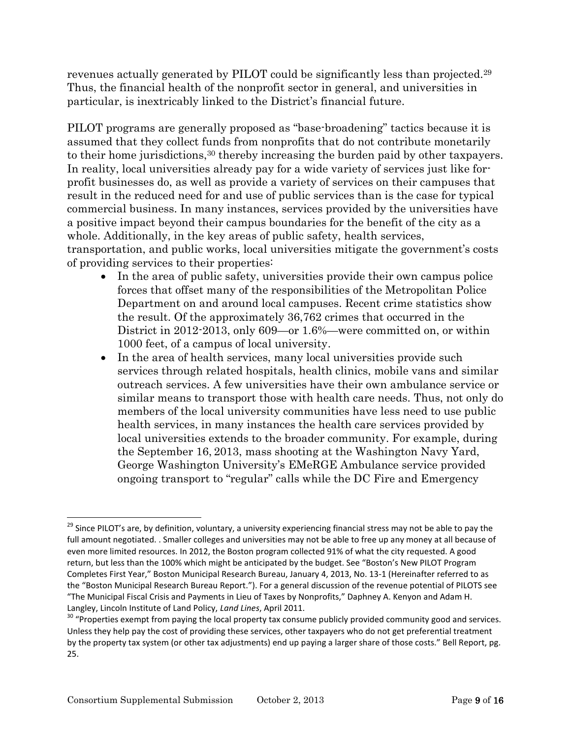revenues actually generated by PILOT could be significantly less than projected.[29] Thus, the financial health of the nonprofit sector in general, and universities in particular, is inextricably linked to the District's financial future.

PILOT programs are generally proposed as "base-broadening" tactics because it is assumed that they collect funds from nonprofits that do not contribute monetarily to their home jurisdictions,[30] thereby increasing the burden paid by other taxpayers. In reality, local universities already pay for a wide variety of services just like for-profit businesses do, as well as provide a variety of services on their campuses that result in the reduced need for and use of public services than is the case for typical commercial business. In many instances, services provided by the universities have a positive impact beyond their campus boundaries for the benefit of the city as a whole. Additionally, in the key areas of public safety, health services, transportation, and public works, local universities mitigate the government's costs of providing services to their properties:

- In the area of public safety, universities provide their own campus police forces that offset many of the responsibilities of the Metropolitan Police Department on and around local campuses. Recent crime statistics show the result. Of the approximately 36,762 crimes that occurred in the District in 2012-2013, only 609—or 1.6%—were committed on, or within 1000 feet, of a campus of local university.
- In the area of health services, many local universities provide such services through related hospitals, health clinics, mobile vans and similar outreach services. A few universities have their own ambulance service or similar means to transport those with health care needs. Thus, not only do members of the local university communities have less need to use public health services, in many instances the health care services provided by local universities extends to the broader community. For example, during the September 16, 2013, mass shooting at the Washington Navy Yard, George Washington University's EMeRGE Ambulance service provided ongoing transport to "regular" calls while the DC Fire and Emergency

---

[29] Since PILOT's are, by definition, voluntary, a university experiencing financial stress may not be able to pay the full amount negotiated. . Smaller colleges and universities may not be able to free up any money at all because of even more limited resources. In 2012, the Boston program collected 91% of what the city requested. A good return, but less than the 100% which might be anticipated by the budget. See "Boston's New PILOT Program Completes First Year," Boston Municipal Research Bureau, January 4, 2013, No. 13-1 (Hereinafter referred to as the "Boston Municipal Research Bureau Report."). For a general discussion of the revenue potential of PILOTS see "The Municipal Fiscal Crisis and Payments in Lieu of Taxes by Nonprofits," Daphney A. Kenyon and Adam H. Langley, Lincoln Institute of Land Policy, *Land Lines*, April 2011.

[30] "Properties exempt from paying the local property tax consume publicly provided community good and services. Unless they help pay the cost of providing these services, other taxpayers who do not get preferential treatment by the property tax system (or other tax adjustments) end up paying a larger share of those costs." Bell Report, pg. 25.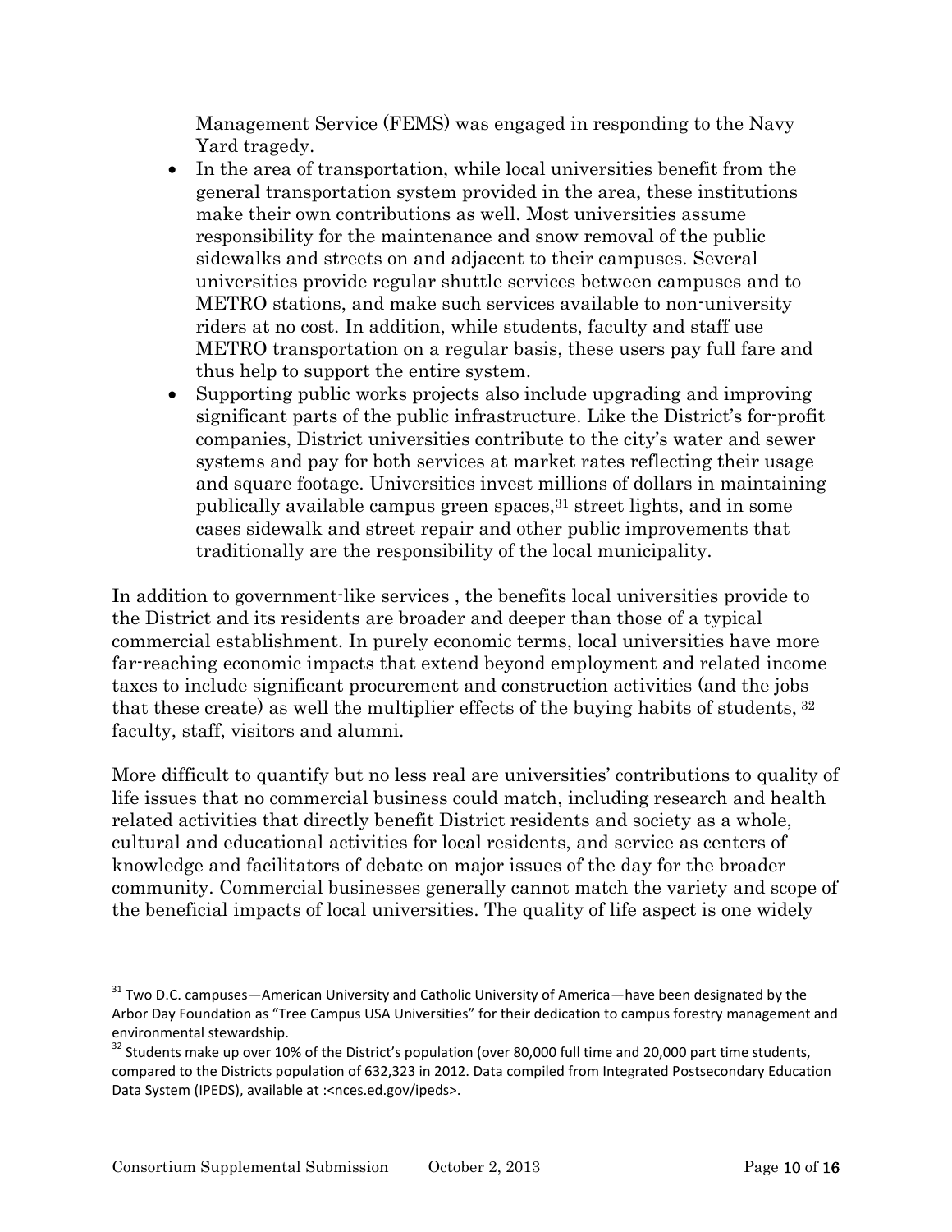Management Service (FEMS) was engaged in responding to the Navy Yard tragedy.

- In the area of transportation, while local universities benefit from the general transportation system provided in the area, these institutions make their own contributions as well. Most universities assume responsibility for the maintenance and snow removal of the public sidewalks and streets on and adjacent to their campuses. Several universities provide regular shuttle services between campuses and to METRO stations, and make such services available to non-university riders at no cost. In addition, while students, faculty and staff use METRO transportation on a regular basis, these users pay full fare and thus help to support the entire system.
- Supporting public works projects also include upgrading and improving significant parts of the public infrastructure. Like the District's for-profit companies, District universities contribute to the city's water and sewer systems and pay for both services at market rates reflecting their usage and square footage. Universities invest millions of dollars in maintaining publically available campus green spaces,[31] street lights, and in some cases sidewalk and street repair and other public improvements that traditionally are the responsibility of the local municipality.

In addition to government-like services , the benefits local universities provide to the District and its residents are broader and deeper than those of a typical commercial establishment. In purely economic terms, local universities have more far-reaching economic impacts that extend beyond employment and related income taxes to include significant procurement and construction activities (and the jobs that these create) as well the multiplier effects of the buying habits of students, [32] faculty, staff, visitors and alumni.

More difficult to quantify but no less real are universities' contributions to quality of life issues that no commercial business could match, including research and health related activities that directly benefit District residents and society as a whole, cultural and educational activities for local residents, and service as centers of knowledge and facilitators of debate on major issues of the day for the broader community. Commercial businesses generally cannot match the variety and scope of the beneficial impacts of local universities. The quality of life aspect is one widely

---

[31] Two D.C. campuses—American University and Catholic University of America—have been designated by the Arbor Day Foundation as "Tree Campus USA Universities" for their dedication to campus forestry management and environmental stewardship.

[32] Students make up over 10% of the District's population (over 80,000 full time and 20,000 part time students, compared to the Districts population of 632,323 in 2012. Data compiled from Integrated Postsecondary Education Data System (IPEDS), available at :<nces.ed.gov/ipeds>.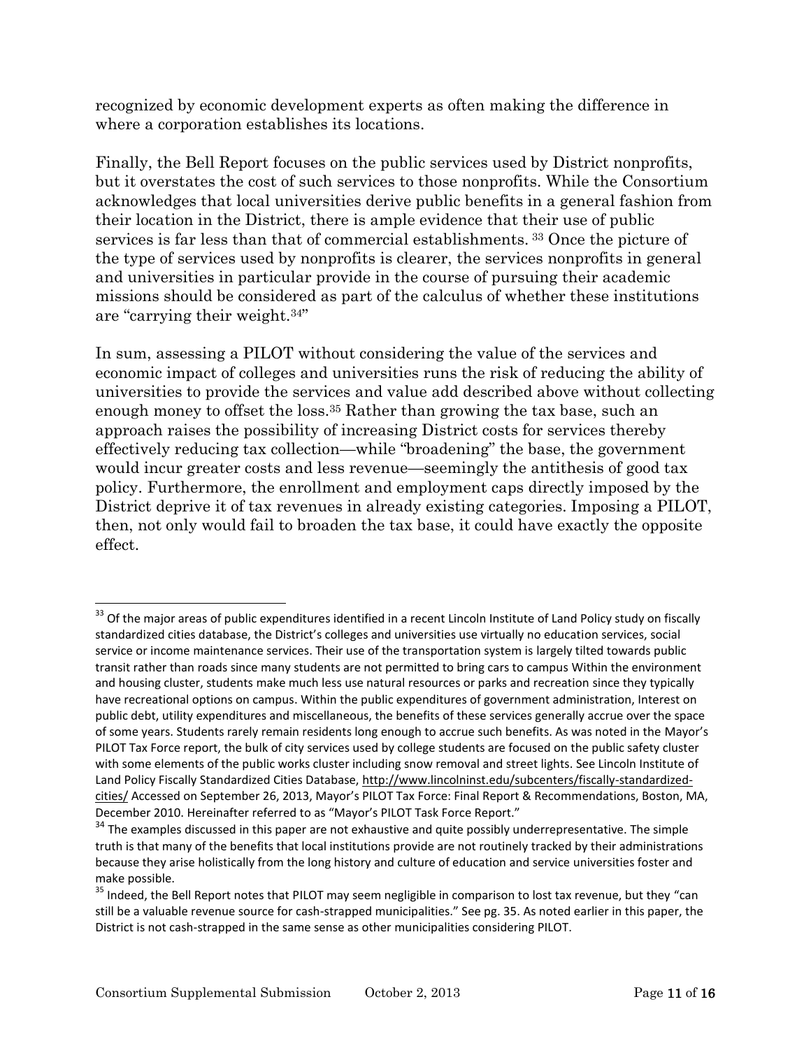recognized by economic development experts as often making the difference in where a corporation establishes its locations.

Finally, the Bell Report focuses on the public services used by District nonprofits, but it overstates the cost of such services to those nonprofits. While the Consortium acknowledges that local universities derive public benefits in a general fashion from their location in the District, there is ample evidence that their use of public services is far less than that of commercial establishments. [33] Once the picture of the type of services used by nonprofits is clearer, the services nonprofits in general and universities in particular provide in the course of pursuing their academic missions should be considered as part of the calculus of whether these institutions are "carrying their weight.[34]"

In sum, assessing a PILOT without considering the value of the services and economic impact of colleges and universities runs the risk of reducing the ability of universities to provide the services and value add described above without collecting enough money to offset the loss.[35] Rather than growing the tax base, such an approach raises the possibility of increasing District costs for services thereby effectively reducing tax collection—while "broadening" the base, the government would incur greater costs and less revenue—seemingly the antithesis of good tax policy. Furthermore, the enrollment and employment caps directly imposed by the District deprive it of tax revenues in already existing categories. Imposing a PILOT, then, not only would fail to broaden the tax base, it could have exactly the opposite effect.

---

[33] Of the major areas of public expenditures identified in a recent Lincoln Institute of Land Policy study on fiscally standardized cities database, the District's colleges and universities use virtually no education services, social service or income maintenance services. Their use of the transportation system is largely tilted towards public transit rather than roads since many students are not permitted to bring cars to campus Within the environment and housing cluster, students make much less use natural resources or parks and recreation since they typically have recreational options on campus. Within the public expenditures of government administration, Interest on public debt, utility expenditures and miscellaneous, the benefits of these services generally accrue over the space of some years. Students rarely remain residents long enough to accrue such benefits. As was noted in the Mayor's PILOT Tax Force report, the bulk of city services used by college students are focused on the public safety cluster with some elements of the public works cluster including snow removal and street lights. See Lincoln Institute of Land Policy Fiscally Standardized Cities Database, http://www.lincolninst.edu/subcenters/fiscally-standardized-cities/ Accessed on September 26, 2013, Mayor's PILOT Tax Force: Final Report & Recommendations, Boston, MA, December 2010. Hereinafter referred to as "Mayor's PILOT Task Force Report."

[34] The examples discussed in this paper are not exhaustive and quite possibly underrepresentative. The simple truth is that many of the benefits that local institutions provide are not routinely tracked by their administrations because they arise holistically from the long history and culture of education and service universities foster and make possible.

[35] Indeed, the Bell Report notes that PILOT may seem negligible in comparison to lost tax revenue, but they "can still be a valuable revenue source for cash-strapped municipalities." See pg. 35. As noted earlier in this paper, the District is not cash-strapped in the same sense as other municipalities considering PILOT.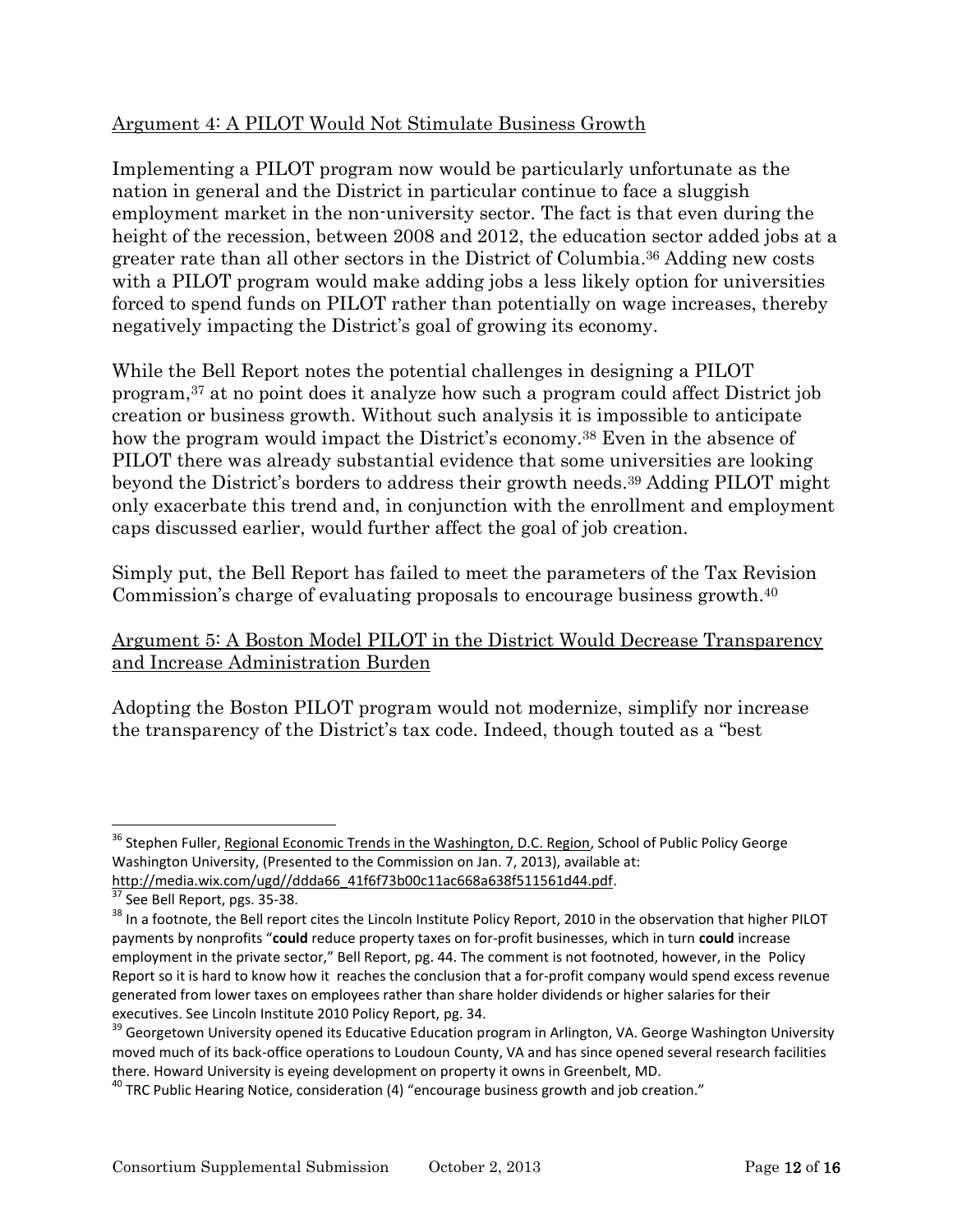Argument 4: A PILOT Would Not Stimulate Business Growth

Implementing a PILOT program now would be particularly unfortunate as the nation in general and the District in particular continue to face a sluggish employment market in the non-university sector. The fact is that even during the height of the recession, between 2008 and 2012, the education sector added jobs at a greater rate than all other sectors in the District of Columbia.[36] Adding new costs with a PILOT program would make adding jobs a less likely option for universities forced to spend funds on PILOT rather than potentially on wage increases, thereby negatively impacting the District's goal of growing its economy.

While the Bell Report notes the potential challenges in designing a PILOT program,[37] at no point does it analyze how such a program could affect District job creation or business growth. Without such analysis it is impossible to anticipate how the program would impact the District's economy.[38] Even in the absence of PILOT there was already substantial evidence that some universities are looking beyond the District's borders to address their growth needs.[39] Adding PILOT might only exacerbate this trend and, in conjunction with the enrollment and employment caps discussed earlier, would further affect the goal of job creation.

Simply put, the Bell Report has failed to meet the parameters of the Tax Revision Commission's charge of evaluating proposals to encourage business growth.[40]

Argument 5: A Boston Model PILOT in the District Would Decrease Transparency and Increase Administration Burden

Adopting the Boston PILOT program would not modernize, simplify nor increase the transparency of the District's tax code. Indeed, though touted as a "best

---

[36] Stephen Fuller, Regional Economic Trends in the Washington, D.C. Region, School of Public Policy George Washington University, (Presented to the Commission on Jan. 7, 2013), available at: http://media.wix.com/ugd//ddda66_41f6f73b00c11ac668a638f511561d44.pdf.

[37] See Bell Report, pgs. 35-38.

[38] In a footnote, the Bell report cites the Lincoln Institute Policy Report, 2010 in the observation that higher PILOT payments by nonprofits "**could** reduce property taxes on for-profit businesses, which in turn **could** increase employment in the private sector," Bell Report, pg. 44. The comment is not footnoted, however, in the Policy Report so it is hard to know how it reaches the conclusion that a for-profit company would spend excess revenue generated from lower taxes on employees rather than share holder dividends or higher salaries for their executives. See Lincoln Institute 2010 Policy Report, pg. 34.

[39] Georgetown University opened its Educative Education program in Arlington, VA. George Washington University moved much of its back-office operations to Loudoun County, VA and has since opened several research facilities there. Howard University is eyeing development on property it owns in Greenbelt, MD.

[40] TRC Public Hearing Notice, consideration (4) "encourage business growth and job creation."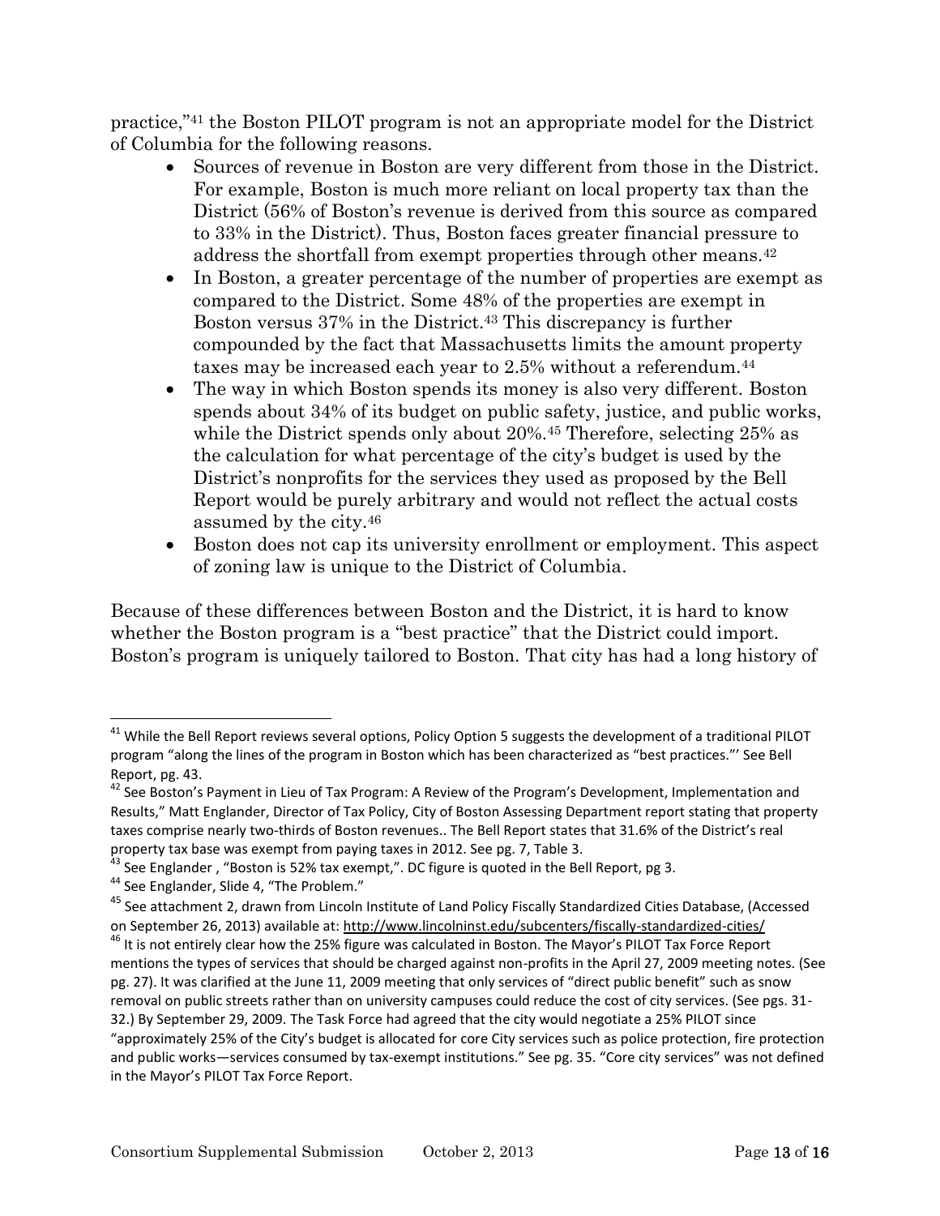practice,"[41] the Boston PILOT program is not an appropriate model for the District of Columbia for the following reasons.

- Sources of revenue in Boston are very different from those in the District. For example, Boston is much more reliant on local property tax than the District (56% of Boston's revenue is derived from this source as compared to 33% in the District). Thus, Boston faces greater financial pressure to address the shortfall from exempt properties through other means.[42]
- In Boston, a greater percentage of the number of properties are exempt as compared to the District. Some 48% of the properties are exempt in Boston versus 37% in the District.[43] This discrepancy is further compounded by the fact that Massachusetts limits the amount property taxes may be increased each year to 2.5% without a referendum.[44]
- The way in which Boston spends its money is also very different. Boston spends about 34% of its budget on public safety, justice, and public works, while the District spends only about 20%.[45] Therefore, selecting 25% as the calculation for what percentage of the city's budget is used by the District's nonprofits for the services they used as proposed by the Bell Report would be purely arbitrary and would not reflect the actual costs assumed by the city.[46]
- Boston does not cap its university enrollment or employment. This aspect of zoning law is unique to the District of Columbia.

Because of these differences between Boston and the District, it is hard to know whether the Boston program is a "best practice" that the District could import. Boston's program is uniquely tailored to Boston. That city has had a long history of

---

[41] While the Bell Report reviews several options, Policy Option 5 suggests the development of a traditional PILOT program "along the lines of the program in Boston which has been characterized as "best practices."' See Bell Report, pg. 43.

[42] See Boston's Payment in Lieu of Tax Program: A Review of the Program's Development, Implementation and Results," Matt Englander, Director of Tax Policy, City of Boston Assessing Department report stating that property taxes comprise nearly two-thirds of Boston revenues.. The Bell Report states that 31.6% of the District's real property tax base was exempt from paying taxes in 2012. See pg. 7, Table 3.

[43] See Englander , "Boston is 52% tax exempt,". DC figure is quoted in the Bell Report, pg 3.

[44] See Englander, Slide 4, "The Problem."

[45] See attachment 2, drawn from Lincoln Institute of Land Policy Fiscally Standardized Cities Database, (Accessed on September 26, 2013) available at: http://www.lincolninst.edu/subcenters/fiscally-standardized-cities/

[46] It is not entirely clear how the 25% figure was calculated in Boston. The Mayor's PILOT Tax Force Report mentions the types of services that should be charged against non-profits in the April 27, 2009 meeting notes. (See pg. 27). It was clarified at the June 11, 2009 meeting that only services of "direct public benefit" such as snow removal on public streets rather than on university campuses could reduce the cost of city services. (See pgs. 31-32.) By September 29, 2009. The Task Force had agreed that the city would negotiate a 25% PILOT since "approximately 25% of the City's budget is allocated for core City services such as police protection, fire protection and public works—services consumed by tax-exempt institutions." See pg. 35. "Core city services" was not defined in the Mayor's PILOT Tax Force Report.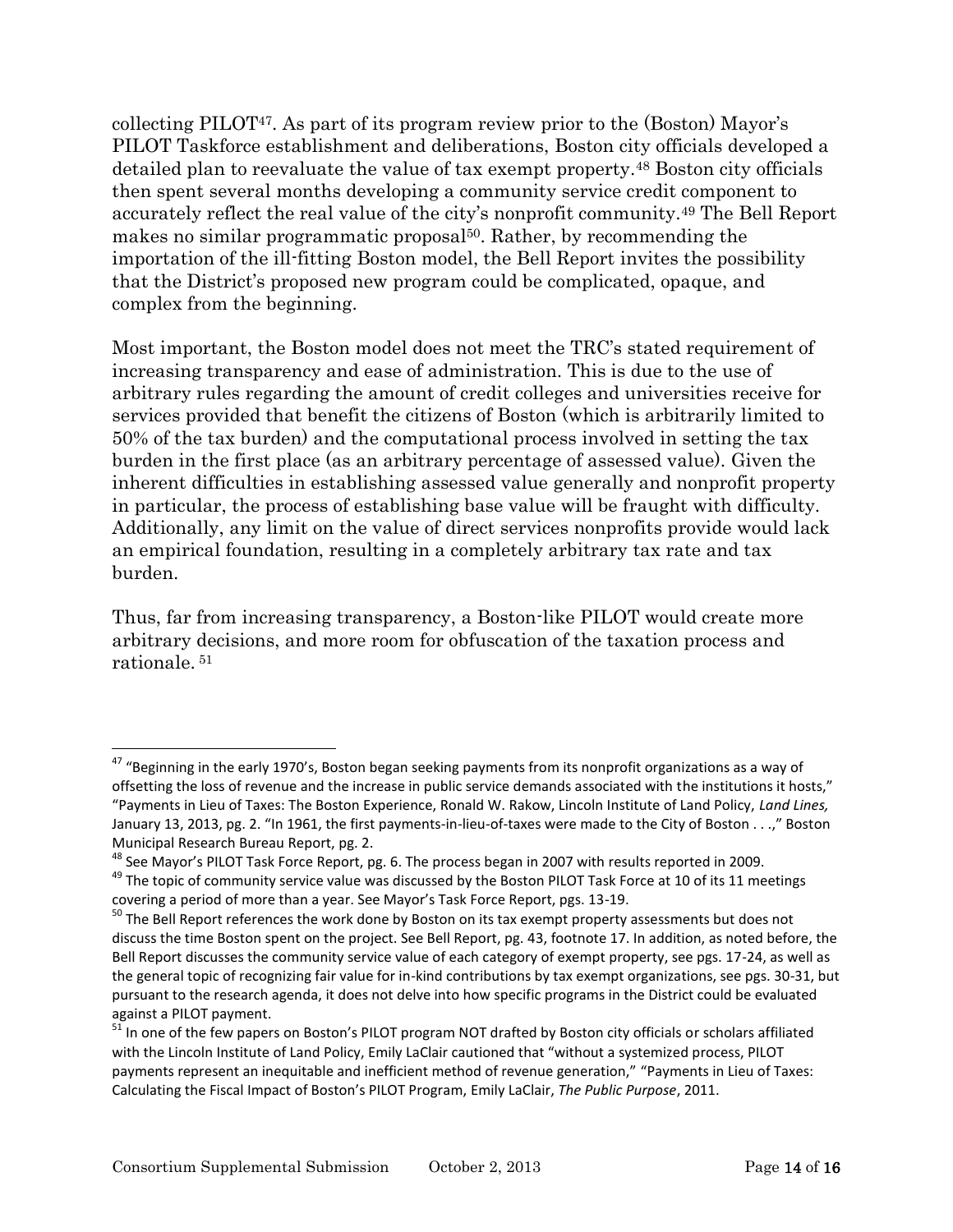collecting PILOT[47]. As part of its program review prior to the (Boston) Mayor's PILOT Taskforce establishment and deliberations, Boston city officials developed a detailed plan to reevaluate the value of tax exempt property.[48] Boston city officials then spent several months developing a community service credit component to accurately reflect the real value of the city's nonprofit community.[49] The Bell Report makes no similar programmatic proposal[50]. Rather, by recommending the importation of the ill-fitting Boston model, the Bell Report invites the possibility that the District's proposed new program could be complicated, opaque, and complex from the beginning.

Most important, the Boston model does not meet the TRC's stated requirement of increasing transparency and ease of administration. This is due to the use of arbitrary rules regarding the amount of credit colleges and universities receive for services provided that benefit the citizens of Boston (which is arbitrarily limited to 50% of the tax burden) and the computational process involved in setting the tax burden in the first place (as an arbitrary percentage of assessed value). Given the inherent difficulties in establishing assessed value generally and nonprofit property in particular, the process of establishing base value will be fraught with difficulty. Additionally, any limit on the value of direct services nonprofits provide would lack an empirical foundation, resulting in a completely arbitrary tax rate and tax burden.

Thus, far from increasing transparency, a Boston-like PILOT would create more arbitrary decisions, and more room for obfuscation of the taxation process and rationale. [51]

---

[47] "Beginning in the early 1970's, Boston began seeking payments from its nonprofit organizations as a way of offsetting the loss of revenue and the increase in public service demands associated with the institutions it hosts," "Payments in Lieu of Taxes: The Boston Experience, Ronald W. Rakow, Lincoln Institute of Land Policy, *Land Lines,* January 13, 2013, pg. 2. "In 1961, the first payments-in-lieu-of-taxes were made to the City of Boston . . .," Boston Municipal Research Bureau Report, pg. 2.

[48] See Mayor's PILOT Task Force Report, pg. 6. The process began in 2007 with results reported in 2009.

[49] The topic of community service value was discussed by the Boston PILOT Task Force at 10 of its 11 meetings covering a period of more than a year. See Mayor's Task Force Report, pgs. 13-19.

[50] The Bell Report references the work done by Boston on its tax exempt property assessments but does not discuss the time Boston spent on the project. See Bell Report, pg. 43, footnote 17. In addition, as noted before, the Bell Report discusses the community service value of each category of exempt property, see pgs. 17-24, as well as the general topic of recognizing fair value for in-kind contributions by tax exempt organizations, see pgs. 30-31, but pursuant to the research agenda, it does not delve into how specific programs in the District could be evaluated against a PILOT payment.

[51] In one of the few papers on Boston's PILOT program NOT drafted by Boston city officials or scholars affiliated with the Lincoln Institute of Land Policy, Emily LaClair cautioned that "without a systemized process, PILOT payments represent an inequitable and inefficient method of revenue generation," "Payments in Lieu of Taxes: Calculating the Fiscal Impact of Boston's PILOT Program, Emily LaClair, *The Public Purpose*, 2011.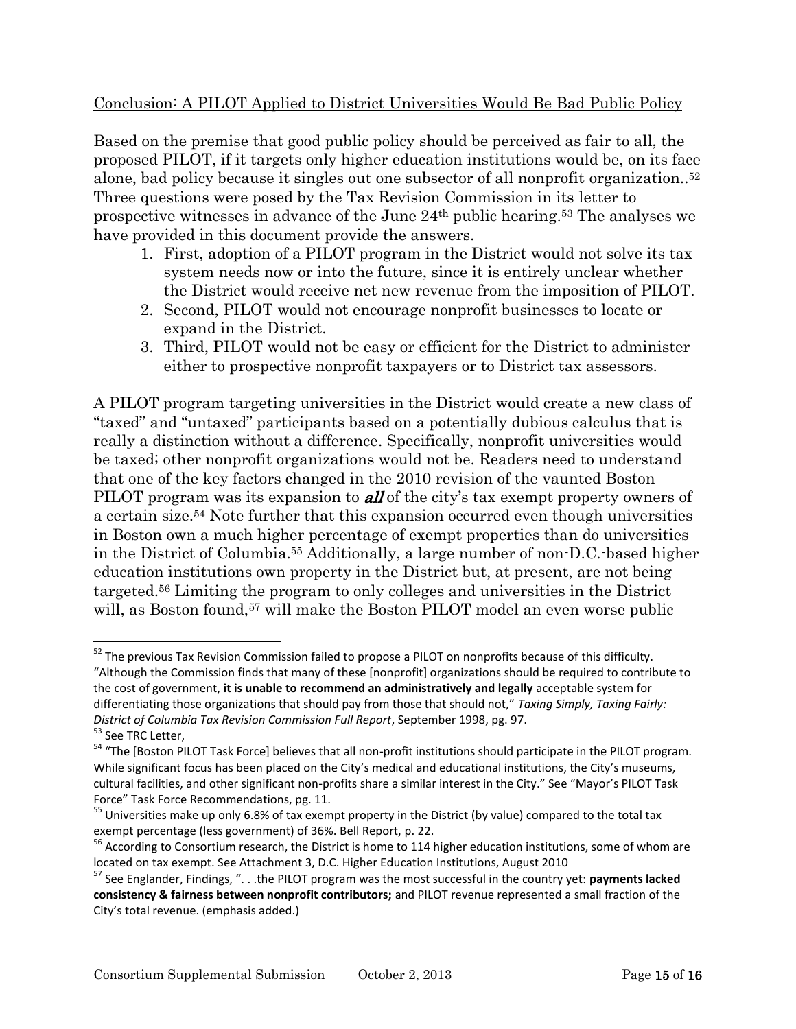Conclusion: A PILOT Applied to District Universities Would Be Bad Public Policy

Based on the premise that good public policy should be perceived as fair to all, the proposed PILOT, if it targets only higher education institutions would be, on its face alone, bad policy because it singles out one subsector of all nonprofit organization..[52] Three questions were posed by the Tax Revision Commission in its letter to prospective witnesses in advance of the June 24th public hearing.[53] The analyses we have provided in this document provide the answers.

1. First, adoption of a PILOT program in the District would not solve its tax system needs now or into the future, since it is entirely unclear whether the District would receive net new revenue from the imposition of PILOT.
2. Second, PILOT would not encourage nonprofit businesses to locate or expand in the District.
3. Third, PILOT would not be easy or efficient for the District to administer either to prospective nonprofit taxpayers or to District tax assessors.

A PILOT program targeting universities in the District would create a new class of "taxed" and "untaxed" participants based on a potentially dubious calculus that is really a distinction without a difference. Specifically, nonprofit universities would be taxed; other nonprofit organizations would not be. Readers need to understand that one of the key factors changed in the 2010 revision of the vaunted Boston PILOT program was its expansion to ***all*** of the city's tax exempt property owners of a certain size.[54] Note further that this expansion occurred even though universities in Boston own a much higher percentage of exempt properties than do universities in the District of Columbia.[55] Additionally, a large number of non-D.C.-based higher education institutions own property in the District but, at present, are not being targeted.[56] Limiting the program to only colleges and universities in the District will, as Boston found,[57] will make the Boston PILOT model an even worse public

---

[52] The previous Tax Revision Commission failed to propose a PILOT on nonprofits because of this difficulty. "Although the Commission finds that many of these [nonprofit] organizations should be required to contribute to the cost of government, **it is unable to recommend an administratively and legally** acceptable system for differentiating those organizations that should pay from those that should not," *Taxing Simply, Taxing Fairly: District of Columbia Tax Revision Commission Full Report*, September 1998, pg. 97.

[53] See TRC Letter,

[54] "The [Boston PILOT Task Force] believes that all non-profit institutions should participate in the PILOT program. While significant focus has been placed on the City's medical and educational institutions, the City's museums, cultural facilities, and other significant non-profits share a similar interest in the City." See "Mayor's PILOT Task Force" Task Force Recommendations, pg. 11.

[55] Universities make up only 6.8% of tax exempt property in the District (by value) compared to the total tax exempt percentage (less government) of 36%. Bell Report, p. 22.

[56] According to Consortium research, the District is home to 114 higher education institutions, some of whom are located on tax exempt. See Attachment 3, D.C. Higher Education Institutions, August 2010

[57] See Englander, Findings, ". . .the PILOT program was the most successful in the country yet: **payments lacked consistency & fairness between nonprofit contributors;** and PILOT revenue represented a small fraction of the City's total revenue. (emphasis added.)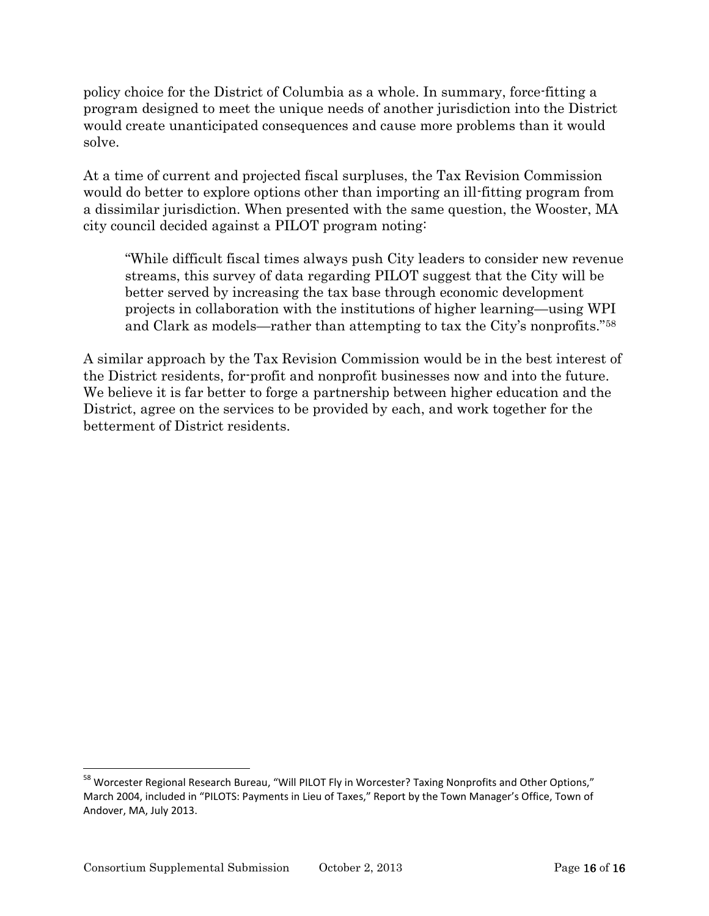policy choice for the District of Columbia as a whole. In summary, force-fitting a program designed to meet the unique needs of another jurisdiction into the District would create unanticipated consequences and cause more problems than it would solve.

At a time of current and projected fiscal surpluses, the Tax Revision Commission would do better to explore options other than importing an ill-fitting program from a dissimilar jurisdiction. When presented with the same question, the Wooster, MA city council decided against a PILOT program noting:

> "While difficult fiscal times always push City leaders to consider new revenue streams, this survey of data regarding PILOT suggest that the City will be better served by increasing the tax base through economic development projects in collaboration with the institutions of higher learning—using WPI and Clark as models—rather than attempting to tax the City's nonprofits."[58]

A similar approach by the Tax Revision Commission would be in the best interest of the District residents, for-profit and nonprofit businesses now and into the future. We believe it is far better to forge a partnership between higher education and the District, agree on the services to be provided by each, and work together for the betterment of District residents.

[58] Worcester Regional Research Bureau, "Will PILOT Fly in Worcester? Taxing Nonprofits and Other Options," March 2004, included in "PILOTS: Payments in Lieu of Taxes," Report by the Town Manager's Office, Town of Andover, MA, July 2013.